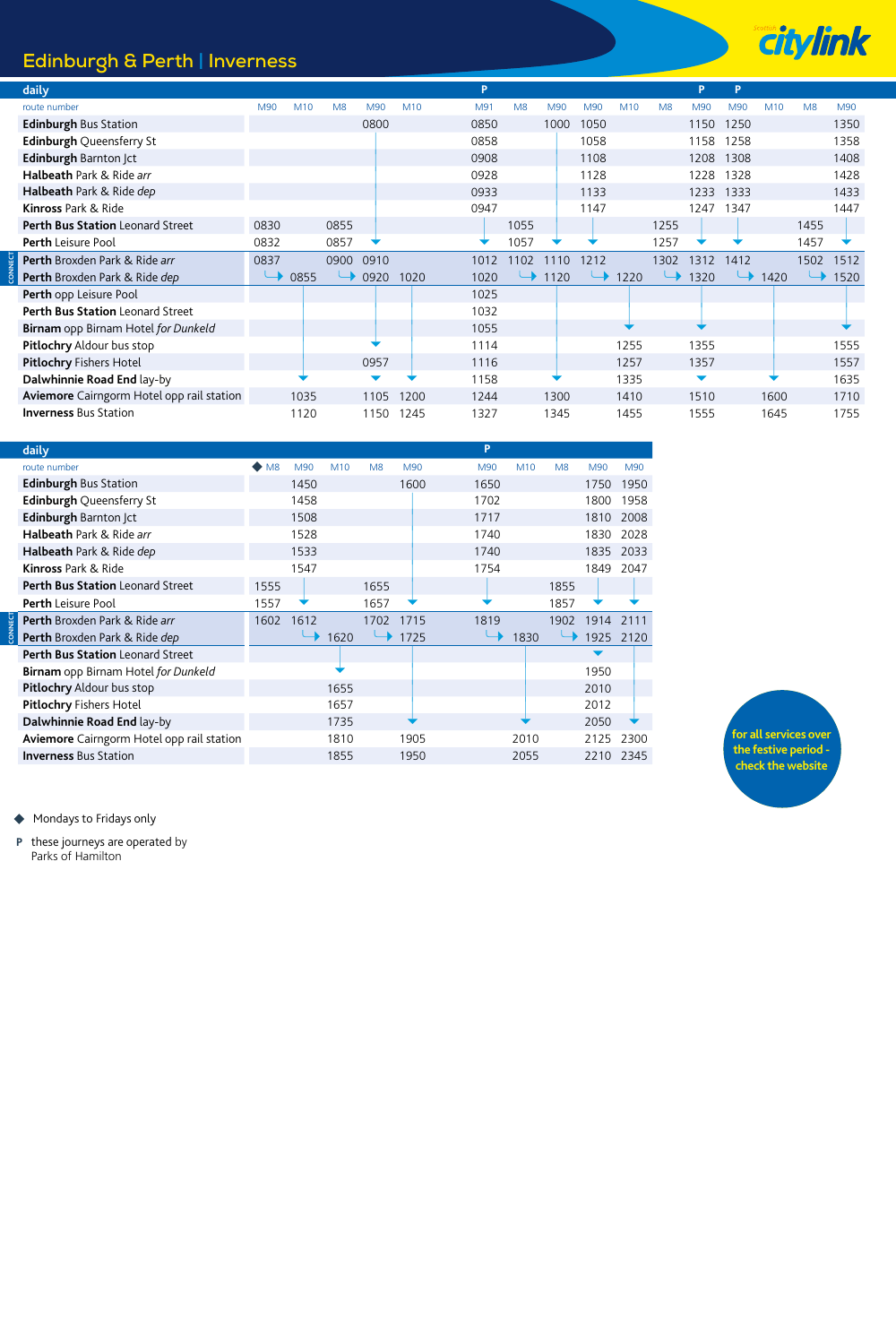# Edinburgh & Perth | Inverness

citylink

**daily**

| route number | M90 | M10 | M8 | M90 | M10 | M91 P | M8 | M90 | M90 | M10 | M8 | M90 P | M90 P | M10 | M8 | M90 |
|---|---|---|---|---|---|---|---|---|---|---|---|---|---|---|---|---|
| **Edinburgh** Bus Station | | | | 0800 | | 0850 | | 1000 | 1050 | | | 1150 | 1250 | | | 1350 |
| **Edinburgh** Queensferry St | | | | | | 0858 | | | 1058 | | | 1158 | 1258 | | | 1358 |
| **Edinburgh** Barnton Jct | | | | | | 0908 | | | 1108 | | | 1208 | 1308 | | | 1408 |
| **Halbeath** Park & Ride *arr* | | | | | | 0928 | | | 1128 | | | 1228 | 1328 | | | 1428 |
| **Halbeath** Park & Ride *dep* | | | | | | 0933 | | | 1133 | | | 1233 | 1333 | | | 1433 |
| **Kinross** Park & Ride | | | | | | 0947 | | | 1147 | | | 1247 | 1347 | | | 1447 |
| **Perth Bus Station** Leonard Street | 0830 | | 0855 | | | | 1055 | | | | 1255 | | | | 1455 | |
| **Perth** Leisure Pool | 0832 | | 0857 | ↓ | | ↓ | 1057 | ↓ | ↓ | | 1257 | ↓ | ↓ | | 1457 | ↓ |
| **Perth** Broxden Park & Ride *arr* | 0837 | | 0900 | 0910 | | 1012 | 1102 | 1110 | 1212 | | 1302 | 1312 | 1412 | | 1502 | 1512 |
| **Perth** Broxden Park & Ride *dep* | ↳ | 0855 | ↳ | 0920 | 1020 | 1020 | ↳ | 1120 | ↳ | 1220 | ↳ | 1320 | ↳ | 1420 | ↳ | 1520 |
| **Perth** opp Leisure Pool | | | | | | 1025 | | | | | | | | | | |
| **Perth Bus Station** Leonard Street | | | | | | 1032 | | | | | | | | | | |
| **Birnam** opp Birnam Hotel *for Dunkeld* | | | | | | 1055 | | | | ↓ | | ↓ | | | | ↓ |
| **Pitlochry** Aldour bus stop | | | | ↓ | | 1114 | | | | 1255 | | 1355 | | | | 1555 |
| **Pitlochry** Fishers Hotel | | | | 0957 | | 1116 | | | | 1257 | | 1357 | | | | 1557 |
| **Dalwhinnie Road End** lay-by | | ↓ | | ↓ | ↓ | 1158 | | ↓ | | 1335 | | ↓ | | ↓ | | 1635 |
| **Aviemore** Cairngorm Hotel opp rail station | | 1035 | | 1105 | 1200 | 1244 | | 1300 | | 1410 | | 1510 | | 1600 | | 1710 |
| **Inverness** Bus Station | | 1120 | | 1150 | 1245 | 1327 | | 1345 | | 1455 | | 1555 | | 1645 | | 1755 |

**daily**

| route number | ◆ M8 | M90 | M10 | M8 | M90 | M90 P | M10 | M8 | M90 | M90 |
|---|---|---|---|---|---|---|---|---|---|---|
| **Edinburgh** Bus Station | | 1450 | | | 1600 | 1650 | | | 1750 | 1950 |
| **Edinburgh** Queensferry St | | 1458 | | | | 1702 | | | 1800 | 1958 |
| **Edinburgh** Barnton Jct | | 1508 | | | | 1717 | | | 1810 | 2008 |
| **Halbeath** Park & Ride *arr* | | 1528 | | | | 1740 | | | 1830 | 2028 |
| **Halbeath** Park & Ride *dep* | | 1533 | | | | 1740 | | | 1835 | 2033 |
| **Kinross** Park & Ride | | 1547 | | | | 1754 | | | 1849 | 2047 |
| **Perth Bus Station** Leonard Street | 1555 | | | 1655 | | | | 1855 | | |
| **Perth** Leisure Pool | 1557 | ↓ | | 1657 | ↓ | ↓ | | 1857 | ↓ | ↓ |
| **Perth** Broxden Park & Ride *arr* | 1602 | 1612 | | 1702 | 1715 | 1819 | | 1902 | 1914 | 2111 |
| **Perth** Broxden Park & Ride *dep* | | ↳ | 1620 | ↳ | 1725 | ↳ | 1830 | ↳ | 1925 | 2120 |
| **Perth Bus Station** Leonard Street | | | | | | | | | ↓ | |
| **Birnam** opp Birnam Hotel *for Dunkeld* | | | ↓ | | | | | | 1950 | |
| **Pitlochry** Aldour bus stop | | | 1655 | | | | | | 2010 | |
| **Pitlochry** Fishers Hotel | | | 1657 | | | | | | 2012 | |
| **Dalwhinnie Road End** lay-by | | | 1735 | | ↓ | | ↓ | | 2050 | ↓ |
| **Aviemore** Cairngorm Hotel opp rail station | | | 1810 | | 1905 | | 2010 | | 2125 | 2300 |
| **Inverness** Bus Station | | | 1855 | | 1950 | | 2055 | | 2210 | 2345 |

◆ Mondays to Fridays only

**P** these journeys are operated by Parks of Hamilton

for all services over the festive period - check the website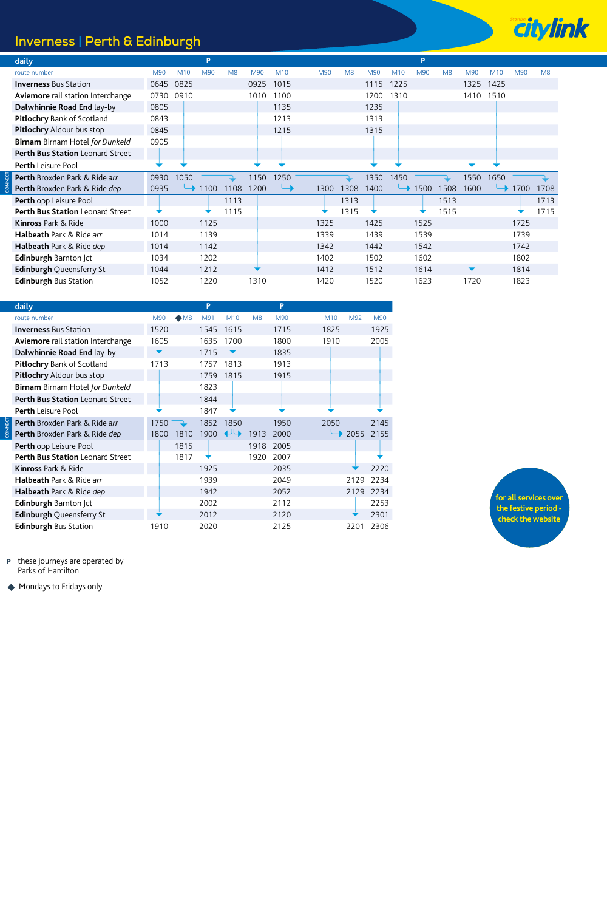# Inverness | Perth & Edinburgh

**citylink**

| daily | | | P | | | | | | | | P | | | | | |
|---|---|---|---|---|---|---|---|---|---|---|---|---|---|---|---|---|
| route number | M90 | M10 | M90 | M8 | M90 | M10 | M90 | M8 | M90 | M10 | M90 | M8 | M90 | M10 | M90 | M8 |
| **Inverness** Bus Station | 0645 | 0825 | | | 0925 | 1015 | | | 1115 | 1225 | | | 1325 | 1425 | | |
| **Aviemore** rail station Interchange | 0730 | 0910 | | | 1010 | 1100 | | | 1200 | 1310 | | | 1410 | 1510 | | |
| **Dalwhinnie Road End** lay-by | 0805 | | | | | 1135 | | | 1235 | | | | | | | |
| **Pitlochry** Bank of Scotland | 0843 | | | | | 1213 | | | 1313 | | | | | | | |
| **Pitlochry** Aldour bus stop | 0845 | | | | | 1215 | | | 1315 | | | | | | | |
| **Birnam** Birnam Hotel *for Dunkeld* | 0905 | | | | | | | | | | | | | | | |
| **Perth Bus Station** Leonard Street | | | | | | | | | | | | | | | | |
| **Perth** Leisure Pool | | | | | | | | | | | | | | | | |
| **Perth** Broxden Park & Ride *arr* | 0930 | 1050 | | | 1150 | 1250 | | | 1350 | 1450 | | | 1550 | 1650 | | |
| **Perth** Broxden Park & Ride *dep* | 0935 | | 1100 | 1108 | 1200 | | 1300 | 1308 | 1400 | | 1500 | 1508 | 1600 | | 1700 | 1708 |
| **Perth** opp Leisure Pool | | | | 1113 | | | | 1313 | | | | 1513 | | | | 1713 |
| **Perth Bus Station** Leonard Street | | | | 1115 | | | | 1315 | | | | 1515 | | | | 1715 |
| **Kinross** Park & Ride | 1000 | | 1125 | | | | 1325 | | 1425 | | 1525 | | | | 1725 | |
| **Halbeath** Park & Ride *arr* | 1014 | | 1139 | | | | 1339 | | 1439 | | 1539 | | | | 1739 | |
| **Halbeath** Park & Ride *dep* | 1014 | | 1142 | | | | 1342 | | 1442 | | 1542 | | | | 1742 | |
| **Edinburgh** Barnton Jct | 1034 | | 1202 | | | | 1402 | | 1502 | | 1602 | | | | 1802 | |
| **Edinburgh** Queensferry St | 1044 | | 1212 | | | | 1412 | | 1512 | | 1614 | | | | 1814 | |
| **Edinburgh** Bus Station | 1052 | | 1220 | | 1310 | | 1420 | | 1520 | | 1623 | | 1720 | | 1823 | |

| daily | | | P | | | P | | | |
|---|---|---|---|---|---|---|---|---|---|
| route number | M90 | ◆M8 | M91 | M10 | M8 | M90 | M10 | M92 | M90 |
| **Inverness** Bus Station | 1520 | | 1545 | 1615 | | 1715 | 1825 | | 1925 |
| **Aviemore** rail station Interchange | 1605 | | 1635 | 1700 | | 1800 | 1910 | | 2005 |
| **Dalwhinnie Road End** lay-by | | | 1715 | | | 1835 | | | |
| **Pitlochry** Bank of Scotland | 1713 | | 1757 | 1813 | | 1913 | | | |
| **Pitlochry** Aldour bus stop | | | 1759 | 1815 | | 1915 | | | |
| **Birnam** Birnam Hotel *for Dunkeld* | | | 1823 | | | | | | |
| **Perth Bus Station** Leonard Street | | | 1844 | | | | | | |
| **Perth** Leisure Pool | | | 1847 | | | | | | |
| **Perth** Broxden Park & Ride *arr* | 1750 | | 1852 | 1850 | | 1950 | 2050 | | 2145 |
| **Perth** Broxden Park & Ride *dep* | 1800 | 1810 | 1900 | | 1913 | 2000 | | 2055 | 2155 |
| **Perth** opp Leisure Pool | | 1815 | | | 1918 | 2005 | | | |
| **Perth Bus Station** Leonard Street | | 1817 | | | 1920 | 2007 | | | |
| **Kinross** Park & Ride | | | 1925 | | | 2035 | | | 2220 |
| **Halbeath** Park & Ride *arr* | | | 1939 | | | 2049 | | 2129 | 2234 |
| **Halbeath** Park & Ride *dep* | | | 1942 | | | 2052 | | 2129 | 2234 |
| **Edinburgh** Barnton Jct | | | 2002 | | | 2112 | | | 2253 |
| **Edinburgh** Queensferry St | | | 2012 | | | 2120 | | | 2301 |
| **Edinburgh** Bus Station | 1910 | | 2020 | | | 2125 | | 2201 | 2306 |

for all services over the festive period - check the website

**P** these journeys are operated by Parks of Hamilton

◆ Mondays to Fridays only